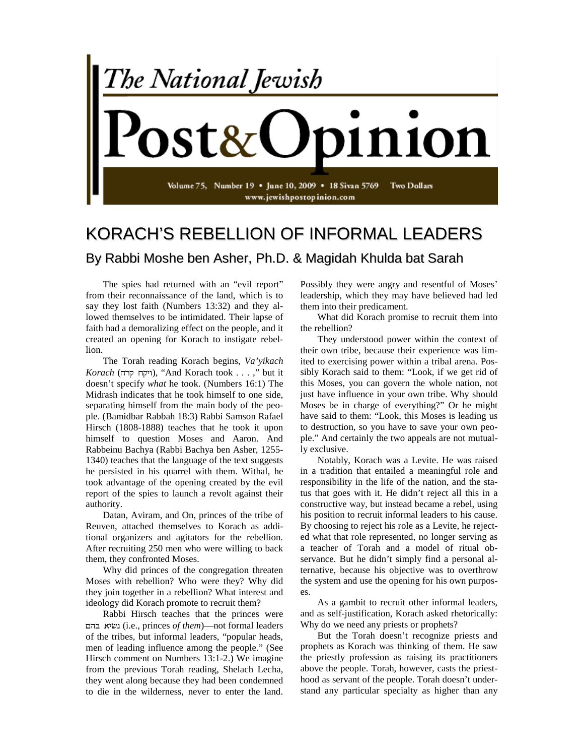# The National Jewish Post&Opinion

Volume 75, Number 19 • June 10, 2009 • 18 Sivan 5769 Two Dollars
www.jewishpostopinion.com

## KORACH'S REBELLION OF INFORMAL LEADERS

### By Rabbi Moshe ben Asher, Ph.D. & Magidah Khulda bat Sarah

The spies had returned with an "evil report" from their reconnaissance of the land, which is to say they lost faith (Numbers 13:32) and they allowed themselves to be intimidated. Their lapse of faith had a demoralizing effect on the people, and it created an opening for Korach to instigate rebellion.

The Torah reading Korach begins, *Va'yikach Korach* (ויקח קרח), "And Korach took . . . ," but it doesn't specify *what* he took. (Numbers 16:1) The Midrash indicates that he took himself to one side, separating himself from the main body of the people. (Bamidbar Rabbah 18:3) Rabbi Samson Rafael Hirsch (1808-1888) teaches that he took it upon himself to question Moses and Aaron. And Rabbeinu Bachya (Rabbi Bachya ben Asher, 1255-1340) teaches that the language of the text suggests he persisted in his quarrel with them. Withal, he took advantage of the opening created by the evil report of the spies to launch a revolt against their authority.

Datan, Aviram, and On, princes of the tribe of Reuven, attached themselves to Korach as additional organizers and agitators for the rebellion. After recruiting 250 men who were willing to back them, they confronted Moses.

Why did princes of the congregation threaten Moses with rebellion? Who were they? Why did they join together in a rebellion? What interest and ideology did Korach promote to recruit them?

Rabbi Hirsch teaches that the princes were נשיא בהם (i.e., princes *of them*)—not formal leaders of the tribes, but informal leaders, "popular heads, men of leading influence among the people." (See Hirsch comment on Numbers 13:1-2.) We imagine from the previous Torah reading, Shelach Lecha, they went along because they had been condemned to die in the wilderness, never to enter the land. Possibly they were angry and resentful of Moses' leadership, which they may have believed had led them into their predicament.

What did Korach promise to recruit them into the rebellion?

They understood power within the context of their own tribe, because their experience was limited to exercising power within a tribal arena. Possibly Korach said to them: "Look, if we get rid of this Moses, you can govern the whole nation, not just have influence in your own tribe. Why should Moses be in charge of everything?" Or he might have said to them: "Look, this Moses is leading us to destruction, so you have to save your own people." And certainly the two appeals are not mutually exclusive.

Notably, Korach was a Levite. He was raised in a tradition that entailed a meaningful role and responsibility in the life of the nation, and the status that goes with it. He didn't reject all this in a constructive way, but instead became a rebel, using his position to recruit informal leaders to his cause. By choosing to reject his role as a Levite, he rejected what that role represented, no longer serving as a teacher of Torah and a model of ritual observance. But he didn't simply find a personal alternative, because his objective was to overthrow the system and use the opening for his own purposes.

As a gambit to recruit other informal leaders, and as self-justification, Korach asked rhetorically: Why do we need any priests or prophets?

But the Torah doesn't recognize priests and prophets as Korach was thinking of them. He saw the priestly profession as raising its practitioners above the people. Torah, however, casts the priesthood as servant of the people. Torah doesn't understand any particular specialty as higher than any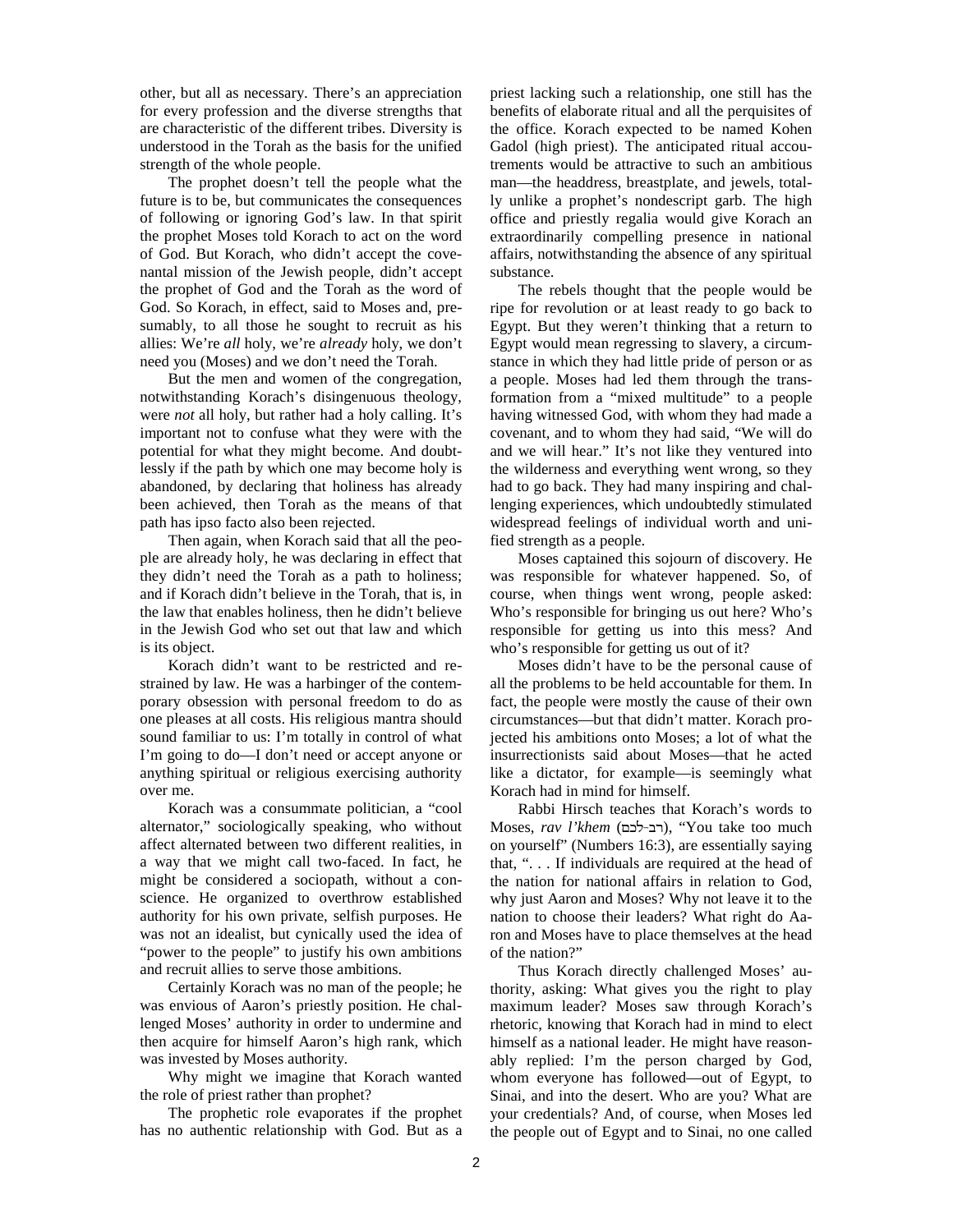other, but all as necessary. There's an appreciation for every profession and the diverse strengths that are characteristic of the different tribes. Diversity is understood in the Torah as the basis for the unified strength of the whole people.

The prophet doesn't tell the people what the future is to be, but communicates the consequences of following or ignoring God's law. In that spirit the prophet Moses told Korach to act on the word of God. But Korach, who didn't accept the covenantal mission of the Jewish people, didn't accept the prophet of God and the Torah as the word of God. So Korach, in effect, said to Moses and, presumably, to all those he sought to recruit as his allies: We're *all* holy, we're *already* holy, we don't need you (Moses) and we don't need the Torah.

But the men and women of the congregation, notwithstanding Korach's disingenuous theology, were *not* all holy, but rather had a holy calling. It's important not to confuse what they were with the potential for what they might become. And doubtlessly if the path by which one may become holy is abandoned, by declaring that holiness has already been achieved, then Torah as the means of that path has ipso facto also been rejected.

Then again, when Korach said that all the people are already holy, he was declaring in effect that they didn't need the Torah as a path to holiness; and if Korach didn't believe in the Torah, that is, in the law that enables holiness, then he didn't believe in the Jewish God who set out that law and which is its object.

Korach didn't want to be restricted and restrained by law. He was a harbinger of the contemporary obsession with personal freedom to do as one pleases at all costs. His religious mantra should sound familiar to us: I'm totally in control of what I'm going to do—I don't need or accept anyone or anything spiritual or religious exercising authority over me.

Korach was a consummate politician, a "cool alternator," sociologically speaking, who without affect alternated between two different realities, in a way that we might call two-faced. In fact, he might be considered a sociopath, without a conscience. He organized to overthrow established authority for his own private, selfish purposes. He was not an idealist, but cynically used the idea of "power to the people" to justify his own ambitions and recruit allies to serve those ambitions.

Certainly Korach was no man of the people; he was envious of Aaron's priestly position. He challenged Moses' authority in order to undermine and then acquire for himself Aaron's high rank, which was invested by Moses authority.

Why might we imagine that Korach wanted the role of priest rather than prophet?

The prophetic role evaporates if the prophet has no authentic relationship with God. But as a priest lacking such a relationship, one still has the benefits of elaborate ritual and all the perquisites of the office. Korach expected to be named Kohen Gadol (high priest). The anticipated ritual accoutrements would be attractive to such an ambitious man—the headdress, breastplate, and jewels, totally unlike a prophet's nondescript garb. The high office and priestly regalia would give Korach an extraordinarily compelling presence in national affairs, notwithstanding the absence of any spiritual substance.

The rebels thought that the people would be ripe for revolution or at least ready to go back to Egypt. But they weren't thinking that a return to Egypt would mean regressing to slavery, a circumstance in which they had little pride of person or as a people. Moses had led them through the transformation from a "mixed multitude" to a people having witnessed God, with whom they had made a covenant, and to whom they had said, "We will do and we will hear." It's not like they ventured into the wilderness and everything went wrong, so they had to go back. They had many inspiring and challenging experiences, which undoubtedly stimulated widespread feelings of individual worth and unified strength as a people.

Moses captained this sojourn of discovery. He was responsible for whatever happened. So, of course, when things went wrong, people asked: Who's responsible for bringing us out here? Who's responsible for getting us into this mess? And who's responsible for getting us out of it?

Moses didn't have to be the personal cause of all the problems to be held accountable for them. In fact, the people were mostly the cause of their own circumstances—but that didn't matter. Korach projected his ambitions onto Moses; a lot of what the insurrectionists said about Moses—that he acted like a dictator, for example—is seemingly what Korach had in mind for himself.

Rabbi Hirsch teaches that Korach's words to Moses, *rav l'khem* (רב־לכם), "You take too much on yourself" (Numbers 16:3), are essentially saying that, ". . . If individuals are required at the head of the nation for national affairs in relation to God, why just Aaron and Moses? Why not leave it to the nation to choose their leaders? What right do Aaron and Moses have to place themselves at the head of the nation?"

Thus Korach directly challenged Moses' authority, asking: What gives you the right to play maximum leader? Moses saw through Korach's rhetoric, knowing that Korach had in mind to elect himself as a national leader. He might have reasonably replied: I'm the person charged by God, whom everyone has followed—out of Egypt, to Sinai, and into the desert. Who are you? What are your credentials? And, of course, when Moses led the people out of Egypt and to Sinai, no one called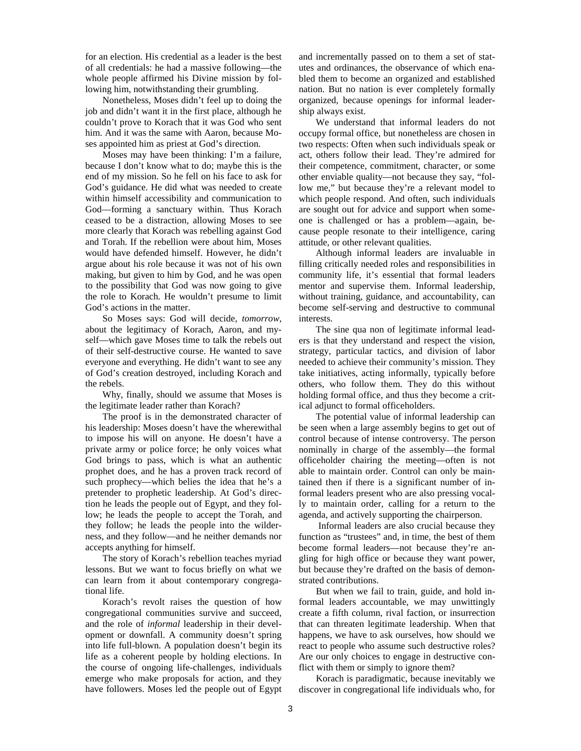for an election. His credential as a leader is the best of all credentials: he had a massive following—the whole people affirmed his Divine mission by following him, notwithstanding their grumbling.

Nonetheless, Moses didn't feel up to doing the job and didn't want it in the first place, although he couldn't prove to Korach that it was God who sent him. And it was the same with Aaron, because Moses appointed him as priest at God's direction.

Moses may have been thinking: I'm a failure, because I don't know what to do; maybe this is the end of my mission. So he fell on his face to ask for God's guidance. He did what was needed to create within himself accessibility and communication to God—forming a sanctuary within. Thus Korach ceased to be a distraction, allowing Moses to see more clearly that Korach was rebelling against God and Torah. If the rebellion were about him, Moses would have defended himself. However, he didn't argue about his role because it was not of his own making, but given to him by God, and he was open to the possibility that God was now going to give the role to Korach. He wouldn't presume to limit God's actions in the matter.

So Moses says: God will decide, *tomorrow*, about the legitimacy of Korach, Aaron, and myself—which gave Moses time to talk the rebels out of their self-destructive course. He wanted to save everyone and everything. He didn't want to see any of God's creation destroyed, including Korach and the rebels.

Why, finally, should we assume that Moses is the legitimate leader rather than Korach?

The proof is in the demonstrated character of his leadership: Moses doesn't have the wherewithal to impose his will on anyone. He doesn't have a private army or police force; he only voices what God brings to pass, which is what an authentic prophet does, and he has a proven track record of such prophecy—which belies the idea that he's a pretender to prophetic leadership. At God's direction he leads the people out of Egypt, and they follow; he leads the people to accept the Torah, and they follow; he leads the people into the wilderness, and they follow—and he neither demands nor accepts anything for himself.

The story of Korach's rebellion teaches myriad lessons. But we want to focus briefly on what we can learn from it about contemporary congregational life.

Korach's revolt raises the question of how congregational communities survive and succeed, and the role of *informal* leadership in their development or downfall. A community doesn't spring into life full-blown. A population doesn't begin its life as a coherent people by holding elections. In the course of ongoing life-challenges, individuals emerge who make proposals for action, and they have followers. Moses led the people out of Egypt and incrementally passed on to them a set of statutes and ordinances, the observance of which enabled them to become an organized and established nation. But no nation is ever completely formally organized, because openings for informal leadership always exist.

We understand that informal leaders do not occupy formal office, but nonetheless are chosen in two respects: Often when such individuals speak or act, others follow their lead. They're admired for their competence, commitment, character, or some other enviable quality—not because they say, "follow me," but because they're a relevant model to which people respond. And often, such individuals are sought out for advice and support when someone is challenged or has a problem—again, because people resonate to their intelligence, caring attitude, or other relevant qualities.

Although informal leaders are invaluable in filling critically needed roles and responsibilities in community life, it's essential that formal leaders mentor and supervise them. Informal leadership, without training, guidance, and accountability, can become self-serving and destructive to communal interests.

The sine qua non of legitimate informal leaders is that they understand and respect the vision, strategy, particular tactics, and division of labor needed to achieve their community's mission. They take initiatives, acting informally, typically before others, who follow them. They do this without holding formal office, and thus they become a critical adjunct to formal officeholders.

The potential value of informal leadership can be seen when a large assembly begins to get out of control because of intense controversy. The person nominally in charge of the assembly—the formal officeholder chairing the meeting—often is not able to maintain order. Control can only be maintained then if there is a significant number of informal leaders present who are also pressing vocally to maintain order, calling for a return to the agenda, and actively supporting the chairperson.

Informal leaders are also crucial because they function as "trustees" and, in time, the best of them become formal leaders—not because they're angling for high office or because they want power, but because they're drafted on the basis of demonstrated contributions.

But when we fail to train, guide, and hold informal leaders accountable, we may unwittingly create a fifth column, rival faction, or insurrection that can threaten legitimate leadership. When that happens, we have to ask ourselves, how should we react to people who assume such destructive roles? Are our only choices to engage in destructive conflict with them or simply to ignore them?

Korach is paradigmatic, because inevitably we discover in congregational life individuals who, for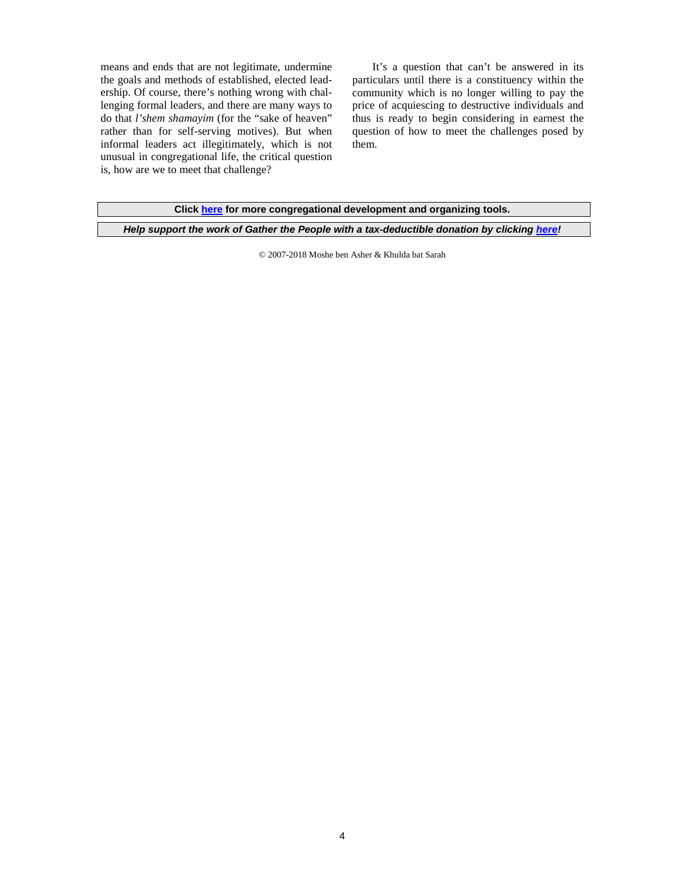means and ends that are not legitimate, undermine the goals and methods of established, elected leadership. Of course, there's nothing wrong with challenging formal leaders, and there are many ways to do that *l'shem shamayim* (for the "sake of heaven" rather than for self-serving motives). But when informal leaders act illegitimately, which is not unusual in congregational life, the critical question is, how are we to meet that challenge?

It's a question that can't be answered in its particulars until there is a constituency within the community which is no longer willing to pay the price of acquiescing to destructive individuals and thus is ready to begin considering in earnest the question of how to meet the challenges posed by them.

**Click here for more congregational development and organizing tools.**

***Help support the work of Gather the People with a tax-deductible donation by clicking here!***

© 2007-2018 Moshe ben Asher & Khulda bat Sarah